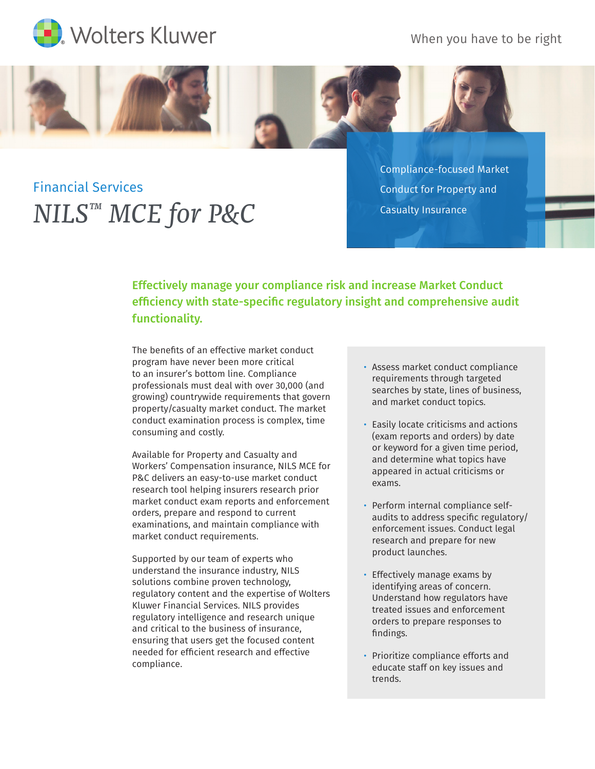Wolters Kluwer

When you have to be right

Financial Services

# NILS™ MCE for P&C

Compliance-focused Market Conduct for Property and Casualty Insurance

## Effectively manage your compliance risk and increase Market Conduct efficiency with state-specific regulatory insight and comprehensive audit functionality.

The benefits of an effective market conduct program have never been more critical to an insurer's bottom line. Compliance professionals must deal with over 30,000 (and growing) countrywide requirements that govern property/casualty market conduct. The market conduct examination process is complex, time consuming and costly.

Available for Property and Casualty and Workers' Compensation insurance, NILS MCE for P&C delivers an easy-to-use market conduct research tool helping insurers research prior market conduct exam reports and enforcement orders, prepare and respond to current examinations, and maintain compliance with market conduct requirements.

Supported by our team of experts who understand the insurance industry, NILS solutions combine proven technology, regulatory content and the expertise of Wolters Kluwer Financial Services. NILS provides regulatory intelligence and research unique and critical to the business of insurance, ensuring that users get the focused content needed for efficient research and effective compliance.

- Assess market conduct compliance requirements through targeted searches by state, lines of business, and market conduct topics.
- Easily locate criticisms and actions (exam reports and orders) by date or keyword for a given time period, and determine what topics have appeared in actual criticisms or exams.
- Perform internal compliance self-audits to address specific regulatory/enforcement issues. Conduct legal research and prepare for new product launches.
- Effectively manage exams by identifying areas of concern. Understand how regulators have treated issues and enforcement orders to prepare responses to findings.
- Prioritize compliance efforts and educate staff on key issues and trends.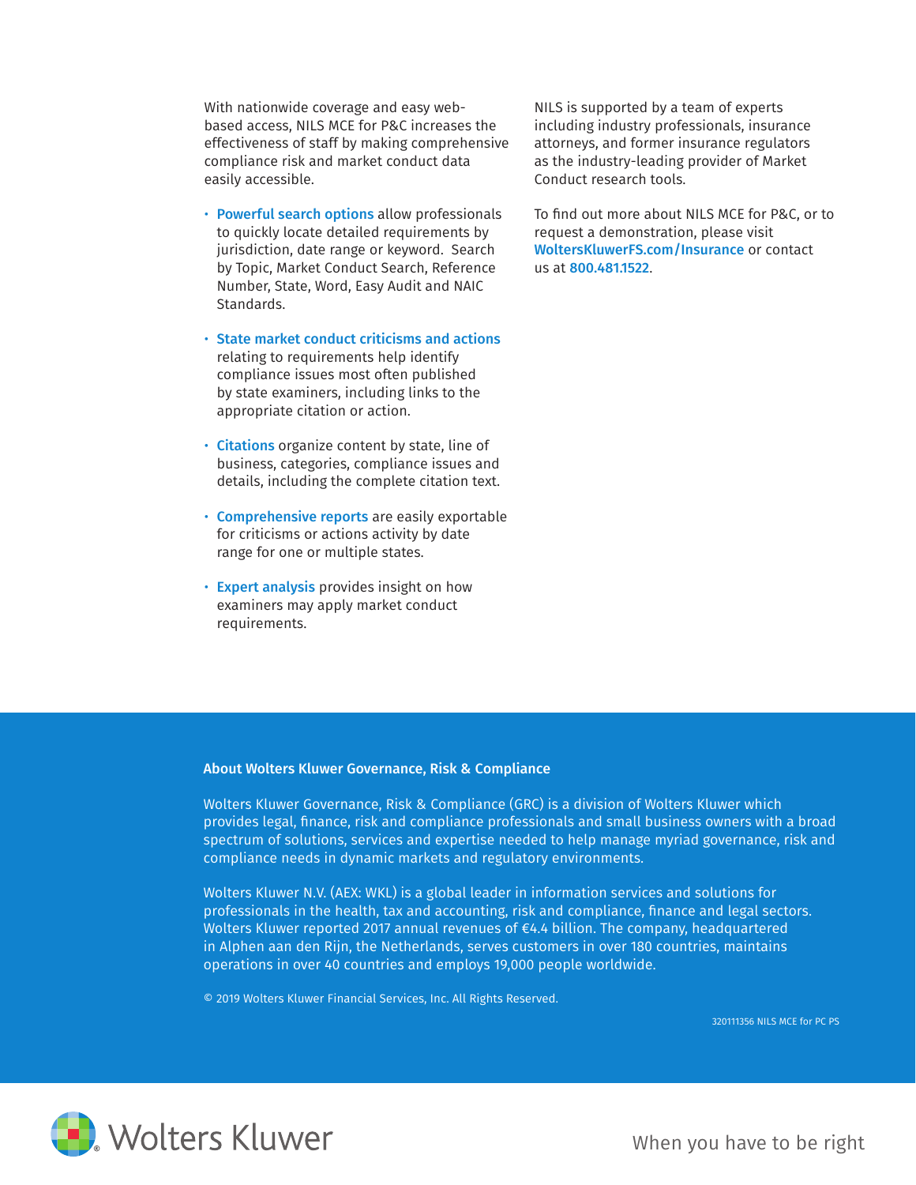With nationwide coverage and easy web-based access, NILS MCE for P&C increases the effectiveness of staff by making comprehensive compliance risk and market conduct data easily accessible.

- **Powerful search options** allow professionals to quickly locate detailed requirements by jurisdiction, date range or keyword. Search by Topic, Market Conduct Search, Reference Number, State, Word, Easy Audit and NAIC Standards.
- **State market conduct criticisms and actions** relating to requirements help identify compliance issues most often published by state examiners, including links to the appropriate citation or action.
- **Citations** organize content by state, line of business, categories, compliance issues and details, including the complete citation text.
- **Comprehensive reports** are easily exportable for criticisms or actions activity by date range for one or multiple states.
- **Expert analysis** provides insight on how examiners may apply market conduct requirements.

NILS is supported by a team of experts including industry professionals, insurance attorneys, and former insurance regulators as the industry-leading provider of Market Conduct research tools.

To find out more about NILS MCE for P&C, or to request a demonstration, please visit **WoltersKluwerFS.com/Insurance** or contact us at **800.481.1522**.

### About Wolters Kluwer Governance, Risk & Compliance

Wolters Kluwer Governance, Risk & Compliance (GRC) is a division of Wolters Kluwer which provides legal, finance, risk and compliance professionals and small business owners with a broad spectrum of solutions, services and expertise needed to help manage myriad governance, risk and compliance needs in dynamic markets and regulatory environments.

Wolters Kluwer N.V. (AEX: WKL) is a global leader in information services and solutions for professionals in the health, tax and accounting, risk and compliance, finance and legal sectors. Wolters Kluwer reported 2017 annual revenues of €4.4 billion. The company, headquartered in Alphen aan den Rijn, the Netherlands, serves customers in over 180 countries, maintains operations in over 40 countries and employs 19,000 people worldwide.

© 2019 Wolters Kluwer Financial Services, Inc. All Rights Reserved.

320111356 NILS MCE for PC PS

Wolters Kluwer

When you have to be right